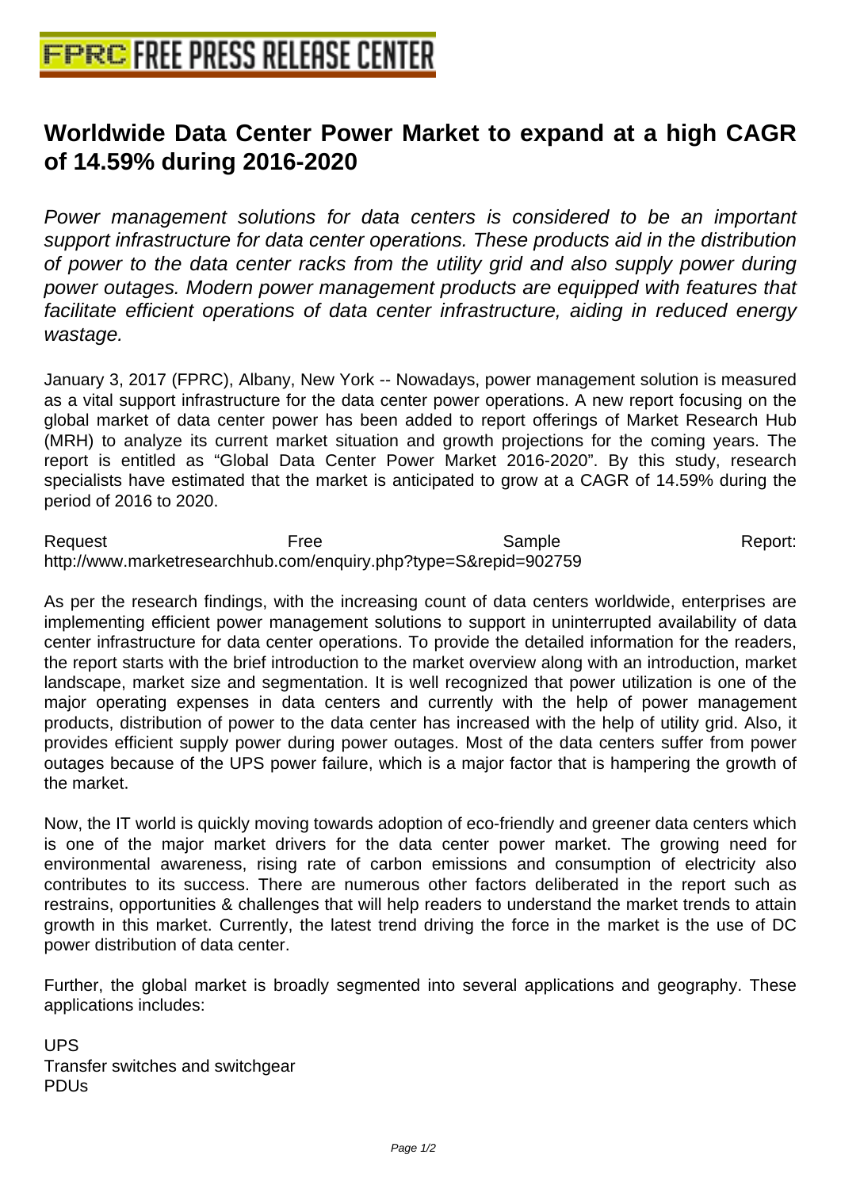# Worldwide Data Center Power Market to expand at a high CAGR of 14.59% during 2016-2020

*Power management solutions for data centers is considered to be an important support infrastructure for data center operations. These products aid in the distribution of power to the data center racks from the utility grid and also supply power during power outages. Modern power management products are equipped with features that facilitate efficient operations of data center infrastructure, aiding in reduced energy wastage.*

January 3, 2017 (FPRC), Albany, New York -- Nowadays, power management solution is measured as a vital support infrastructure for the data center power operations. A new report focusing on the global market of data center power has been added to report offerings of Market Research Hub (MRH) to analyze its current market situation and growth projections for the coming years. The report is entitled as “Global Data Center Power Market 2016-2020”. By this study, research specialists have estimated that the market is anticipated to grow at a CAGR of 14.59% during the period of 2016 to 2020.

Request Free Sample Report: http://www.marketresearchhub.com/enquiry.php?type=S&repid=902759

As per the research findings, with the increasing count of data centers worldwide, enterprises are implementing efficient power management solutions to support in uninterrupted availability of data center infrastructure for data center operations. To provide the detailed information for the readers, the report starts with the brief introduction to the market overview along with an introduction, market landscape, market size and segmentation. It is well recognized that power utilization is one of the major operating expenses in data centers and currently with the help of power management products, distribution of power to the data center has increased with the help of utility grid. Also, it provides efficient supply power during power outages. Most of the data centers suffer from power outages because of the UPS power failure, which is a major factor that is hampering the growth of the market.

Now, the IT world is quickly moving towards adoption of eco-friendly and greener data centers which is one of the major market drivers for the data center power market. The growing need for environmental awareness, rising rate of carbon emissions and consumption of electricity also contributes to its success. There are numerous other factors deliberated in the report such as restrains, opportunities & challenges that will help readers to understand the market trends to attain growth in this market. Currently, the latest trend driving the force in the market is the use of DC power distribution of data center.

Further, the global market is broadly segmented into several applications and geography. These applications includes:

UPS
Transfer switches and switchgear
PDUs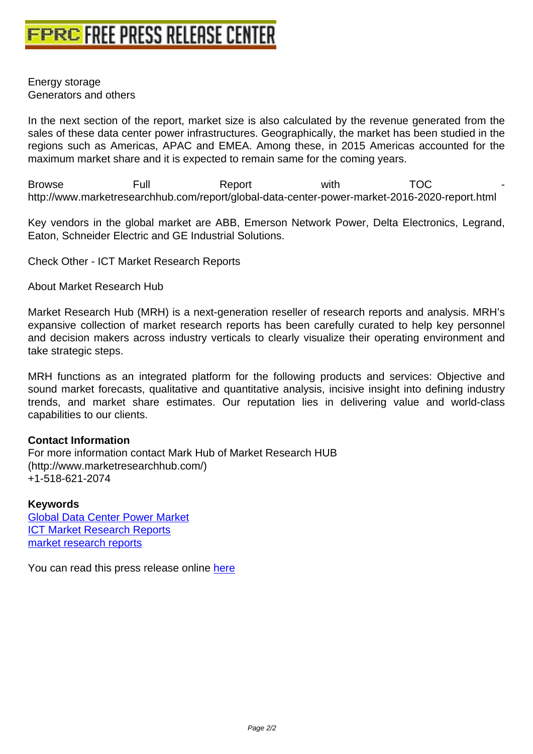Energy storage
Generators and others

In the next section of the report, market size is also calculated by the revenue generated from the sales of these data center power infrastructures. Geographically, the market has been studied in the regions such as Americas, APAC and EMEA. Among these, in 2015 Americas accounted for the maximum market share and it is expected to remain same for the coming years.

Browse Full Report with TOC - http://www.marketresearchhub.com/report/global-data-center-power-market-2016-2020-report.html

Key vendors in the global market are ABB, Emerson Network Power, Delta Electronics, Legrand, Eaton, Schneider Electric and GE Industrial Solutions.

Check Other - ICT Market Research Reports

About Market Research Hub

Market Research Hub (MRH) is a next-generation reseller of research reports and analysis. MRH's expansive collection of market research reports has been carefully curated to help key personnel and decision makers across industry verticals to clearly visualize their operating environment and take strategic steps.

MRH functions as an integrated platform for the following products and services: Objective and sound market forecasts, qualitative and quantitative analysis, incisive insight into defining industry trends, and market share estimates. Our reputation lies in delivering value and world-class capabilities to our clients.

**Contact Information**
For more information contact Mark Hub of Market Research HUB
(http://www.marketresearchhub.com/)
+1-518-621-2074

**Keywords**
Global Data Center Power Market
ICT Market Research Reports
market research reports

You can read this press release online here